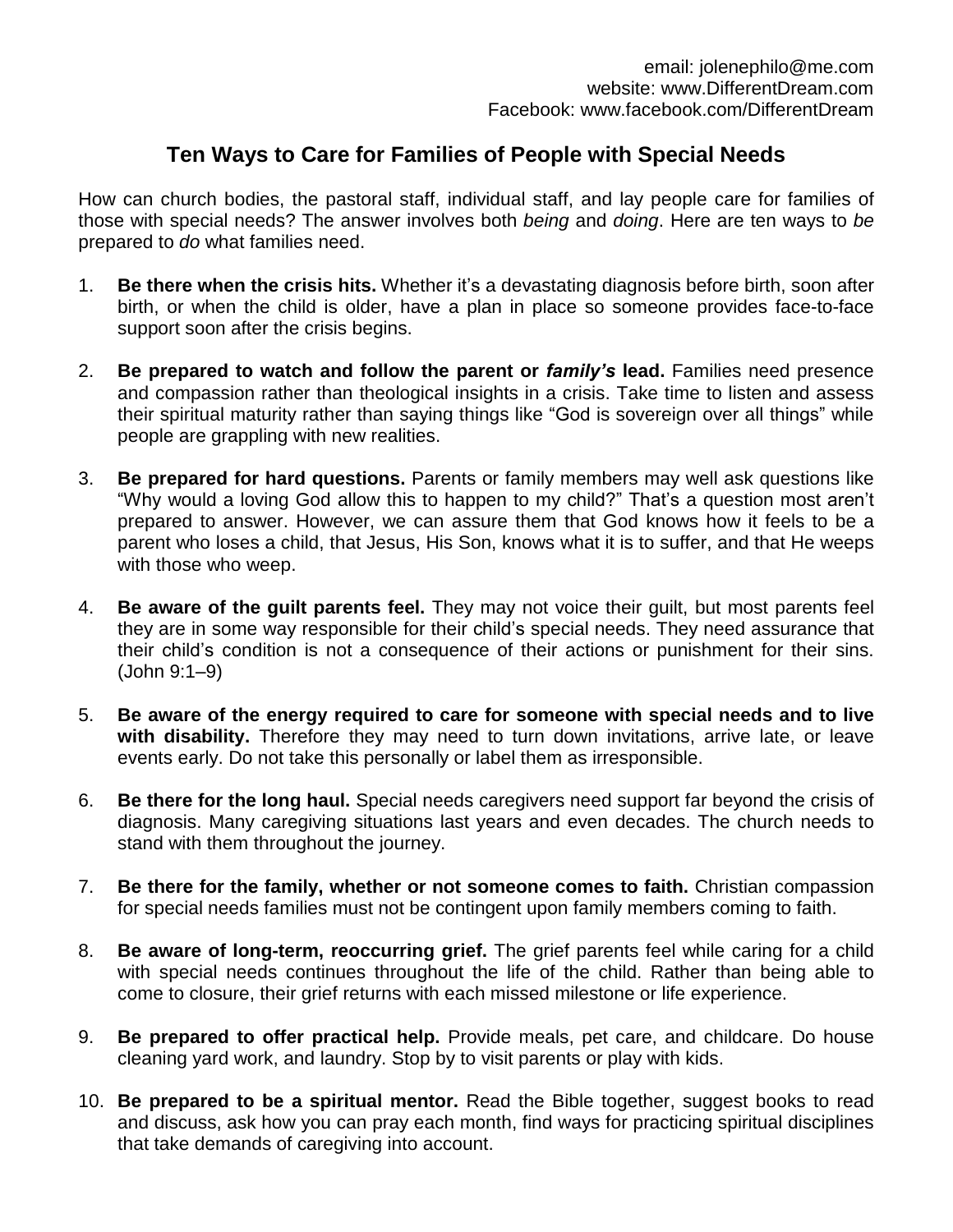email: jolenephilo@me.com
website: www.DifferentDream.com
Facebook: www.facebook.com/DifferentDream

## Ten Ways to Care for Families of People with Special Needs

How can church bodies, the pastoral staff, individual staff, and lay people care for families of those with special needs? The answer involves both *being* and *doing*. Here are ten ways to *be* prepared to *do* what families need.

1. **Be there when the crisis hits.** Whether it's a devastating diagnosis before birth, soon after birth, or when the child is older, have a plan in place so someone provides face-to-face support soon after the crisis begins.

2. **Be prepared to watch and follow the parent or *family's* lead.** Families need presence and compassion rather than theological insights in a crisis. Take time to listen and assess their spiritual maturity rather than saying things like "God is sovereign over all things" while people are grappling with new realities.

3. **Be prepared for hard questions.** Parents or family members may well ask questions like "Why would a loving God allow this to happen to my child?" That's a question most aren't prepared to answer. However, we can assure them that God knows how it feels to be a parent who loses a child, that Jesus, His Son, knows what it is to suffer, and that He weeps with those who weep.

4. **Be aware of the guilt parents feel.** They may not voice their guilt, but most parents feel they are in some way responsible for their child's special needs. They need assurance that their child's condition is not a consequence of their actions or punishment for their sins. (John 9:1–9)

5. **Be aware of the energy required to care for someone with special needs and to live with disability.** Therefore they may need to turn down invitations, arrive late, or leave events early. Do not take this personally or label them as irresponsible.

6. **Be there for the long haul.** Special needs caregivers need support far beyond the crisis of diagnosis. Many caregiving situations last years and even decades. The church needs to stand with them throughout the journey.

7. **Be there for the family, whether or not someone comes to faith.** Christian compassion for special needs families must not be contingent upon family members coming to faith.

8. **Be aware of long-term, reoccurring grief.** The grief parents feel while caring for a child with special needs continues throughout the life of the child. Rather than being able to come to closure, their grief returns with each missed milestone or life experience.

9. **Be prepared to offer practical help.** Provide meals, pet care, and childcare. Do house cleaning yard work, and laundry. Stop by to visit parents or play with kids.

10. **Be prepared to be a spiritual mentor.** Read the Bible together, suggest books to read and discuss, ask how you can pray each month, find ways for practicing spiritual disciplines that take demands of caregiving into account.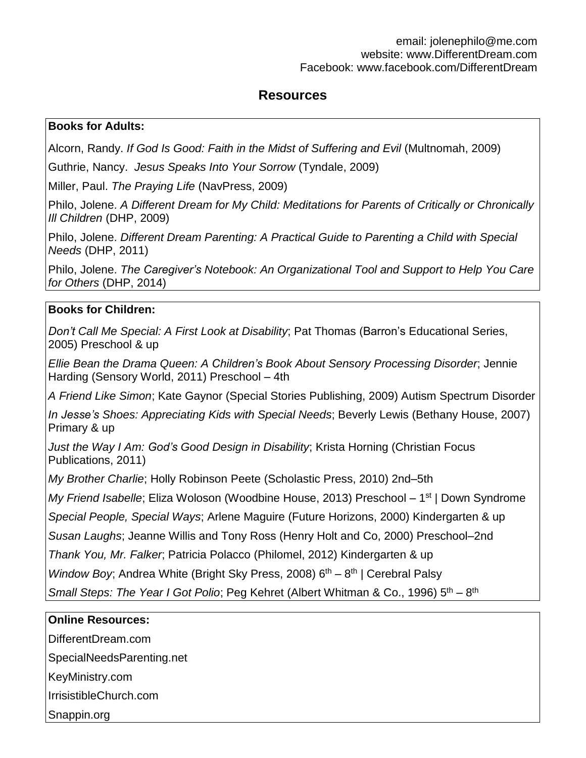email: jolenephilo@me.com
website: www.DifferentDream.com
Facebook: www.facebook.com/DifferentDream

## Resources

**Books for Adults:**

Alcorn, Randy. *If God Is Good: Faith in the Midst of Suffering and Evil* (Multnomah, 2009)

Guthrie, Nancy. *Jesus Speaks Into Your Sorrow* (Tyndale, 2009)

Miller, Paul. *The Praying Life* (NavPress, 2009)

Philo, Jolene. *A Different Dream for My Child: Meditations for Parents of Critically or Chronically Ill Children* (DHP, 2009)

Philo, Jolene. *Different Dream Parenting: A Practical Guide to Parenting a Child with Special Needs* (DHP, 2011)

Philo, Jolene. *The Caregiver's Notebook: An Organizational Tool and Support to Help You Care for Others* (DHP, 2014)

**Books for Children:**

*Don't Call Me Special: A First Look at Disability*; Pat Thomas (Barron's Educational Series, 2005) Preschool & up

*Ellie Bean the Drama Queen: A Children's Book About Sensory Processing Disorder*; Jennie Harding (Sensory World, 2011) Preschool – 4th

*A Friend Like Simon*; Kate Gaynor (Special Stories Publishing, 2009) Autism Spectrum Disorder

*In Jesse's Shoes: Appreciating Kids with Special Needs*; Beverly Lewis (Bethany House, 2007) Primary & up

*Just the Way I Am: God's Good Design in Disability*; Krista Horning (Christian Focus Publications, 2011)

*My Brother Charlie*; Holly Robinson Peete (Scholastic Press, 2010) 2nd–5th

*My Friend Isabelle*; Eliza Woloson (Woodbine House, 2013) Preschool – 1st | Down Syndrome

*Special People, Special Ways*; Arlene Maguire (Future Horizons, 2000) Kindergarten & up

*Susan Laughs*; Jeanne Willis and Tony Ross (Henry Holt and Co, 2000) Preschool–2nd

*Thank You, Mr. Falker*; Patricia Polacco (Philomel, 2012) Kindergarten & up

*Window Boy*; Andrea White (Bright Sky Press, 2008) 6th – 8th | Cerebral Palsy

*Small Steps: The Year I Got Polio*; Peg Kehret (Albert Whitman & Co., 1996) 5th – 8th

**Online Resources:**

DifferentDream.com

SpecialNeedsParenting.net

KeyMinistry.com

IrrisistibleChurch.com

Snappin.org